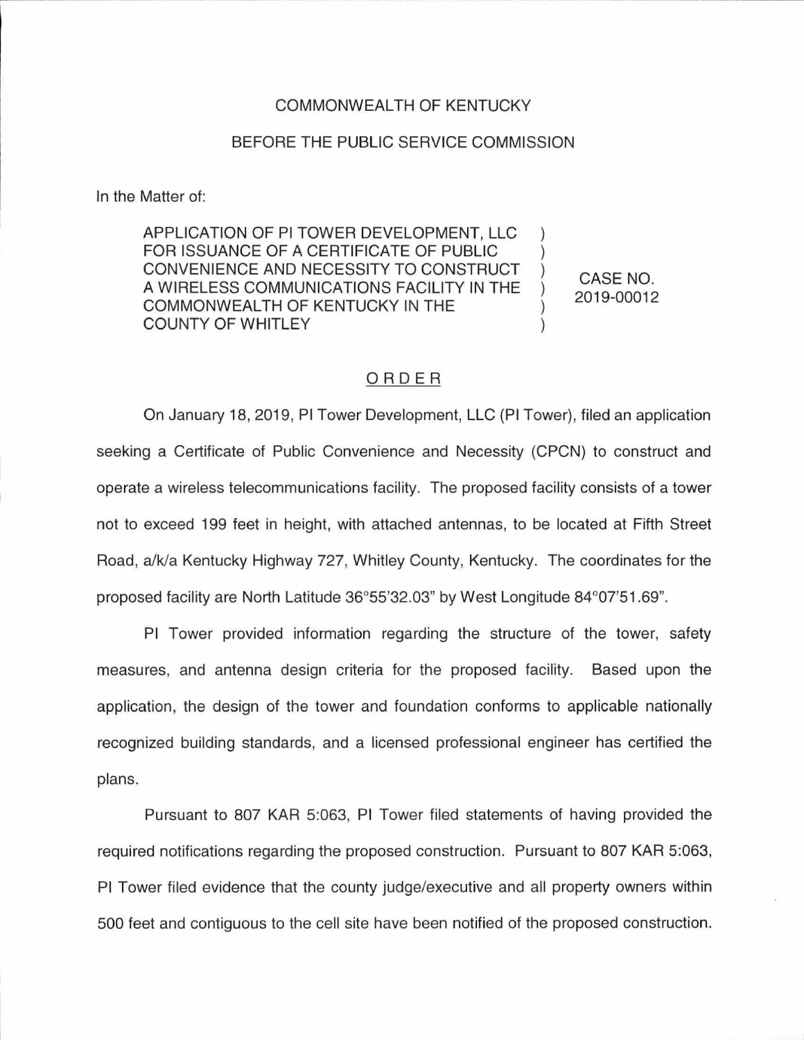COMMONWEALTH OF KENTUCKY

BEFORE THE PUBLIC SERVICE COMMISSION

In the Matter of:

| | | |
|---|---|---|
| APPLICATION OF PI TOWER DEVELOPMENT, LLC FOR ISSUANCE OF A CERTIFICATE OF PUBLIC CONVENIENCE AND NECESSITY TO CONSTRUCT A WIRELESS COMMUNICATIONS FACILITY IN THE COMMONWEALTH OF KENTUCKY IN THE COUNTY OF WHITLEY | ) | CASE NO. 2019-00012 |

## ORDER

On January 18, 2019, PI Tower Development, LLC (PI Tower), filed an application seeking a Certificate of Public Convenience and Necessity (CPCN) to construct and operate a wireless telecommunications facility. The proposed facility consists of a tower not to exceed 199 feet in height, with attached antennas, to be located at Fifth Street Road, a/k/a Kentucky Highway 727, Whitley County, Kentucky. The coordinates for the proposed facility are North Latitude 36°55'32.03" by West Longitude 84°07'51.69".

PI Tower provided information regarding the structure of the tower, safety measures, and antenna design criteria for the proposed facility. Based upon the application, the design of the tower and foundation conforms to applicable nationally recognized building standards, and a licensed professional engineer has certified the plans.

Pursuant to 807 KAR 5:063, PI Tower filed statements of having provided the required notifications regarding the proposed construction. Pursuant to 807 KAR 5:063, PI Tower filed evidence that the county judge/executive and all property owners within 500 feet and contiguous to the cell site have been notified of the proposed construction.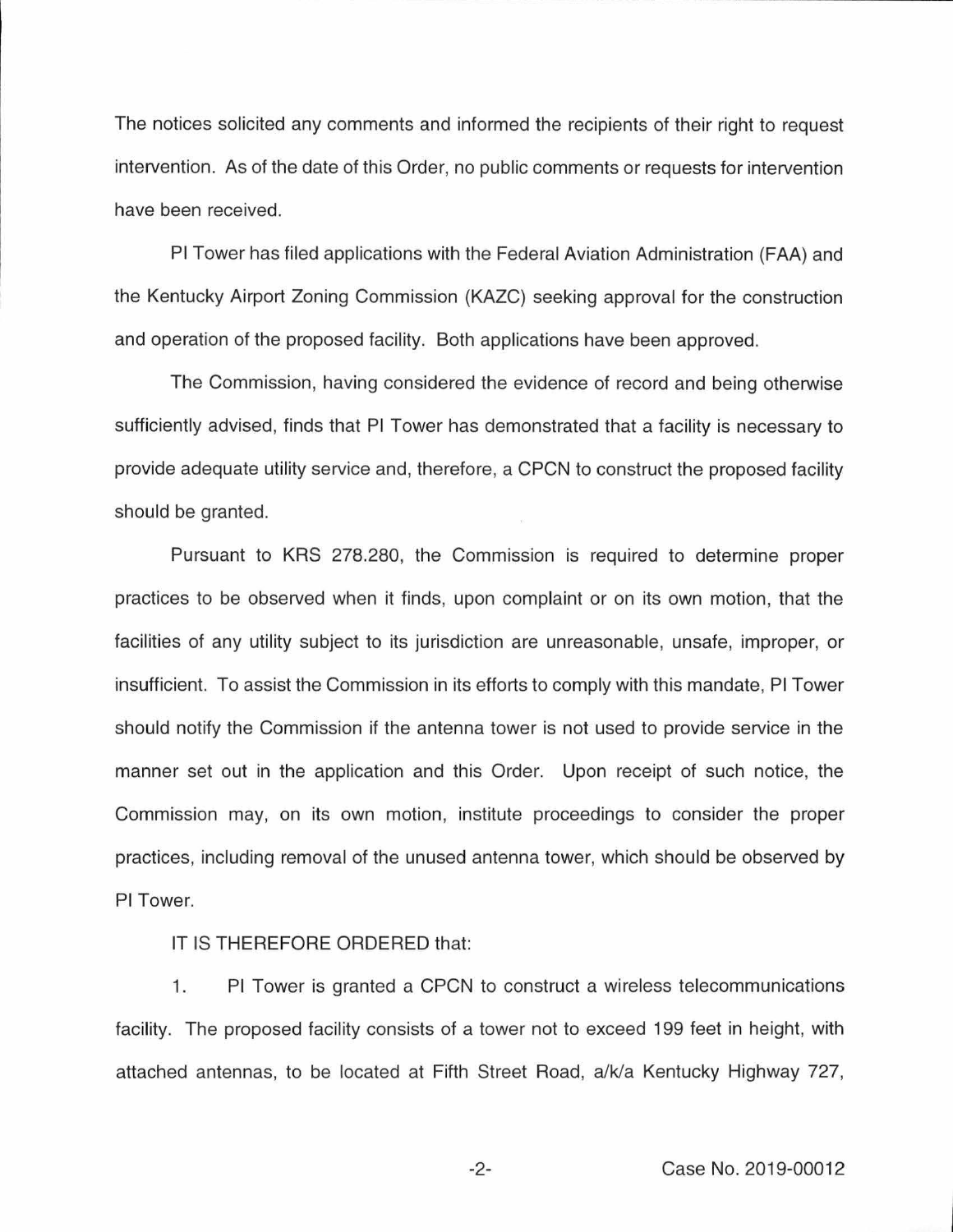The notices solicited any comments and informed the recipients of their right to request intervention. As of the date of this Order, no public comments or requests for intervention have been received.

PI Tower has filed applications with the Federal Aviation Administration (FAA) and the Kentucky Airport Zoning Commission (KAZC) seeking approval for the construction and operation of the proposed facility. Both applications have been approved.

The Commission, having considered the evidence of record and being otherwise sufficiently advised, finds that PI Tower has demonstrated that a facility is necessary to provide adequate utility service and, therefore, a CPCN to construct the proposed facility should be granted.

Pursuant to KRS 278.280, the Commission is required to determine proper practices to be observed when it finds, upon complaint or on its own motion, that the facilities of any utility subject to its jurisdiction are unreasonable, unsafe, improper, or insufficient. To assist the Commission in its efforts to comply with this mandate, PI Tower should notify the Commission if the antenna tower is not used to provide service in the manner set out in the application and this Order. Upon receipt of such notice, the Commission may, on its own motion, institute proceedings to consider the proper practices, including removal of the unused antenna tower, which should be observed by PI Tower.

IT IS THEREFORE ORDERED that:

1. PI Tower is granted a CPCN to construct a wireless telecommunications facility. The proposed facility consists of a tower not to exceed 199 feet in height, with attached antennas, to be located at Fifth Street Road, a/k/a Kentucky Highway 727,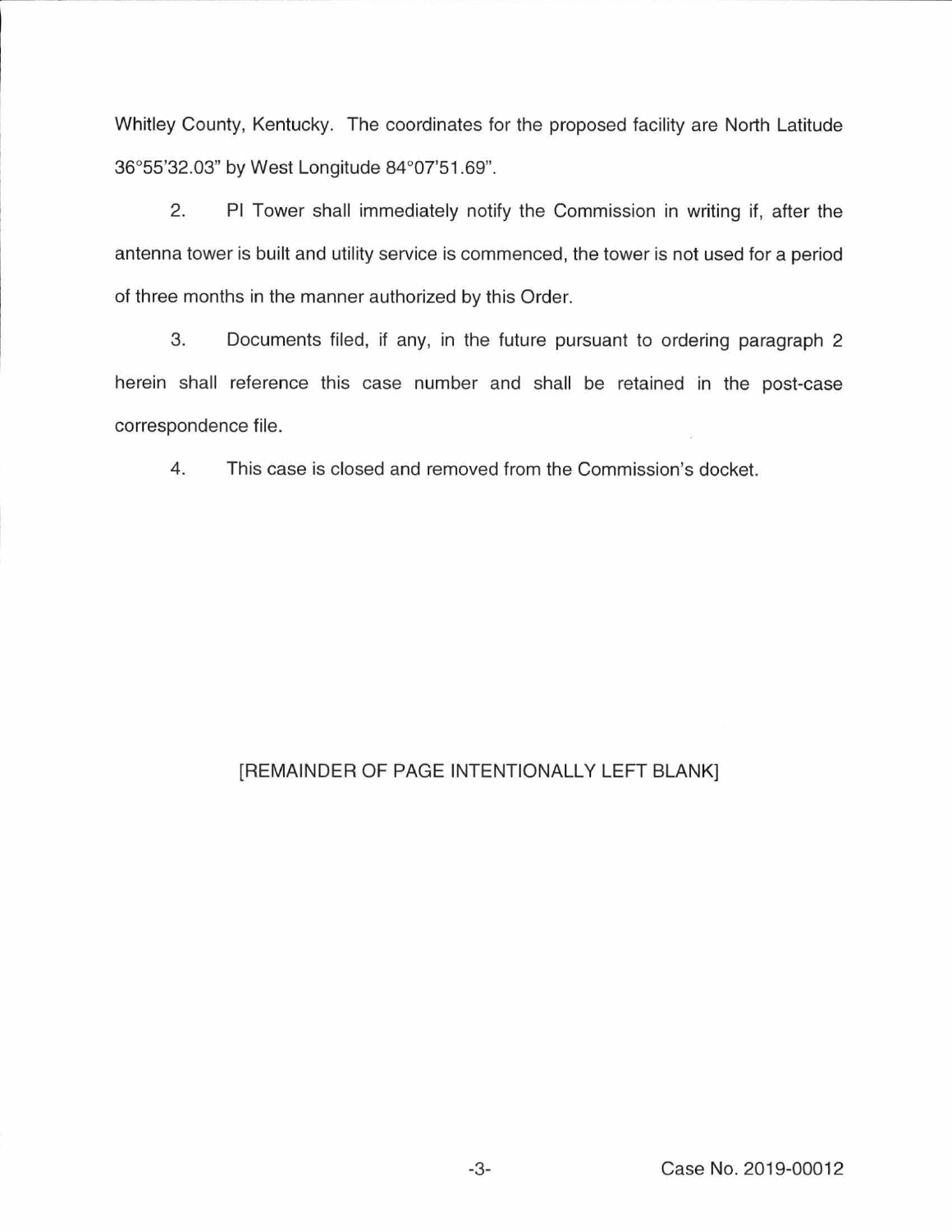Whitley County, Kentucky. The coordinates for the proposed facility are North Latitude 36°55'32.03" by West Longitude 84°07'51.69".

2. PI Tower shall immediately notify the Commission in writing if, after the antenna tower is built and utility service is commenced, the tower is not used for a period of three months in the manner authorized by this Order.

3. Documents filed, if any, in the future pursuant to ordering paragraph 2 herein shall reference this case number and shall be retained in the post-case correspondence file.

4. This case is closed and removed from the Commission's docket.

[REMAINDER OF PAGE INTENTIONALLY LEFT BLANK]

Case No. 2019-00012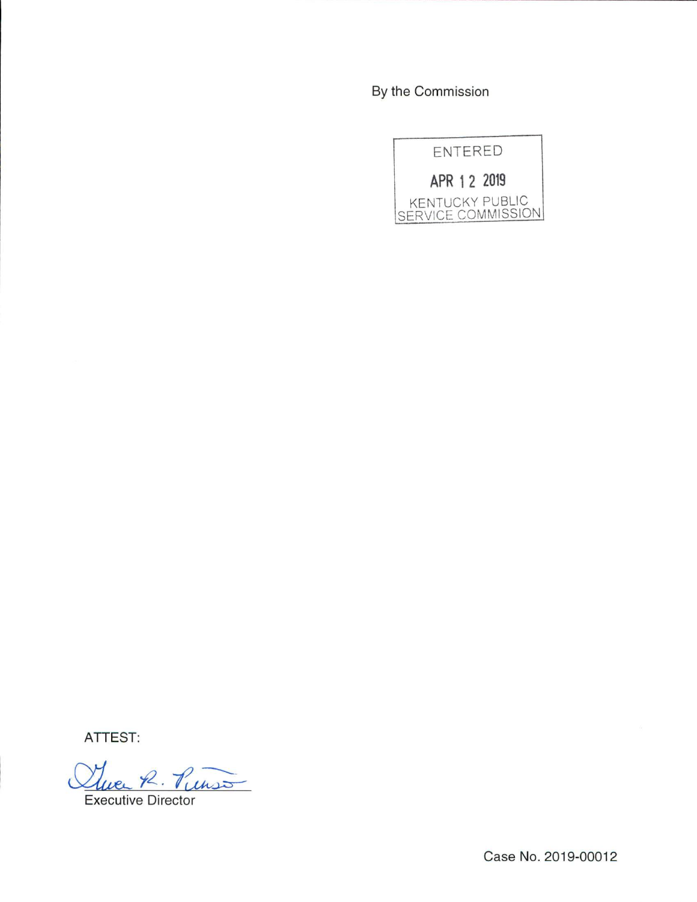By the Commission

ENTERED

APR 12 2019

KENTUCKY PUBLIC SERVICE COMMISSION

ATTEST:

Executive Director

Case No. 2019-00012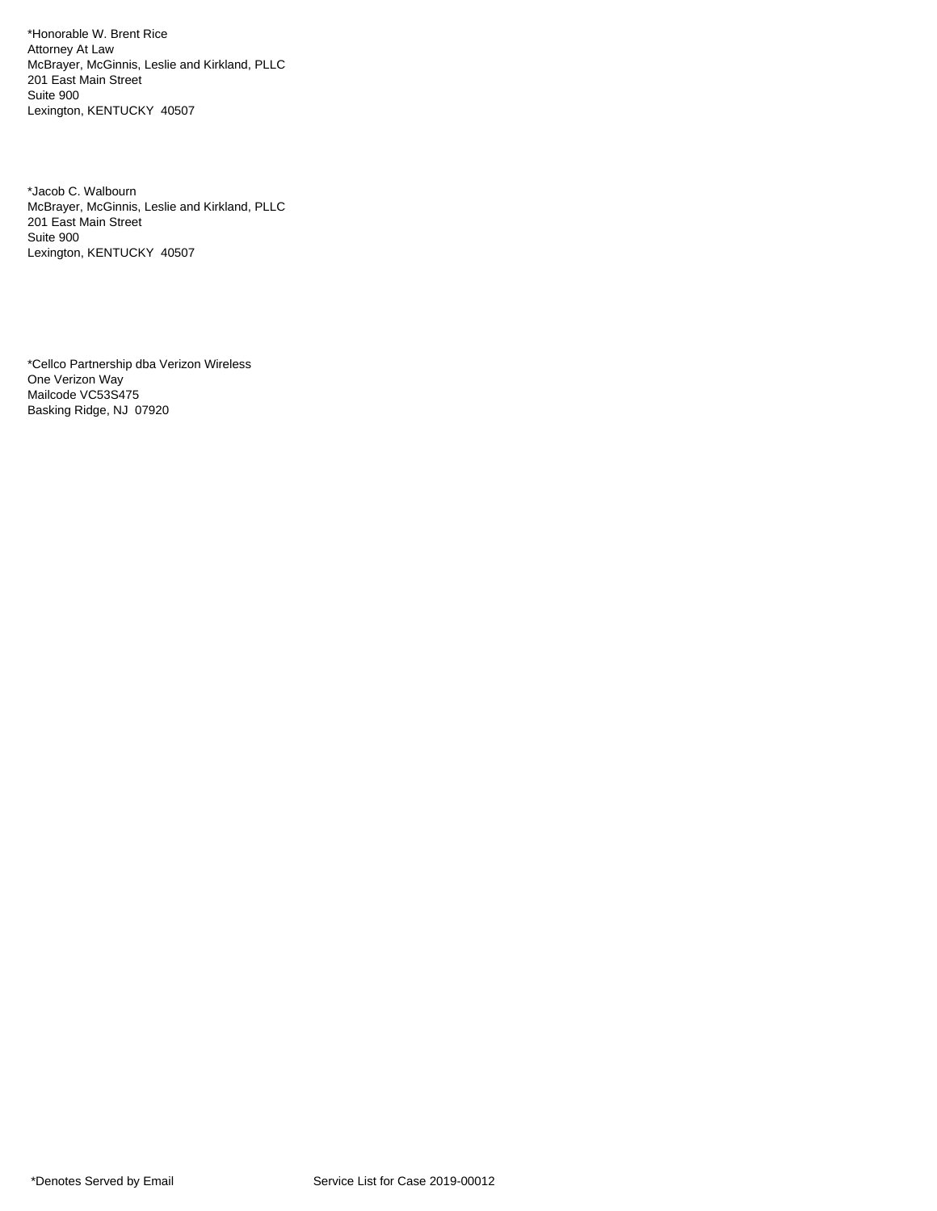*Honorable W. Brent Rice
Attorney At Law
McBrayer, McGinnis, Leslie and Kirkland, PLLC
201 East Main Street
Suite 900
Lexington, KENTUCKY 40507

*Jacob C. Walbourn
McBrayer, McGinnis, Leslie and Kirkland, PLLC
201 East Main Street
Suite 900
Lexington, KENTUCKY 40507

*Cellco Partnership dba Verizon Wireless
One Verizon Way
Mailcode VC53S475
Basking Ridge, NJ 07920

*Denotes Served by Email

Service List for Case 2019-00012